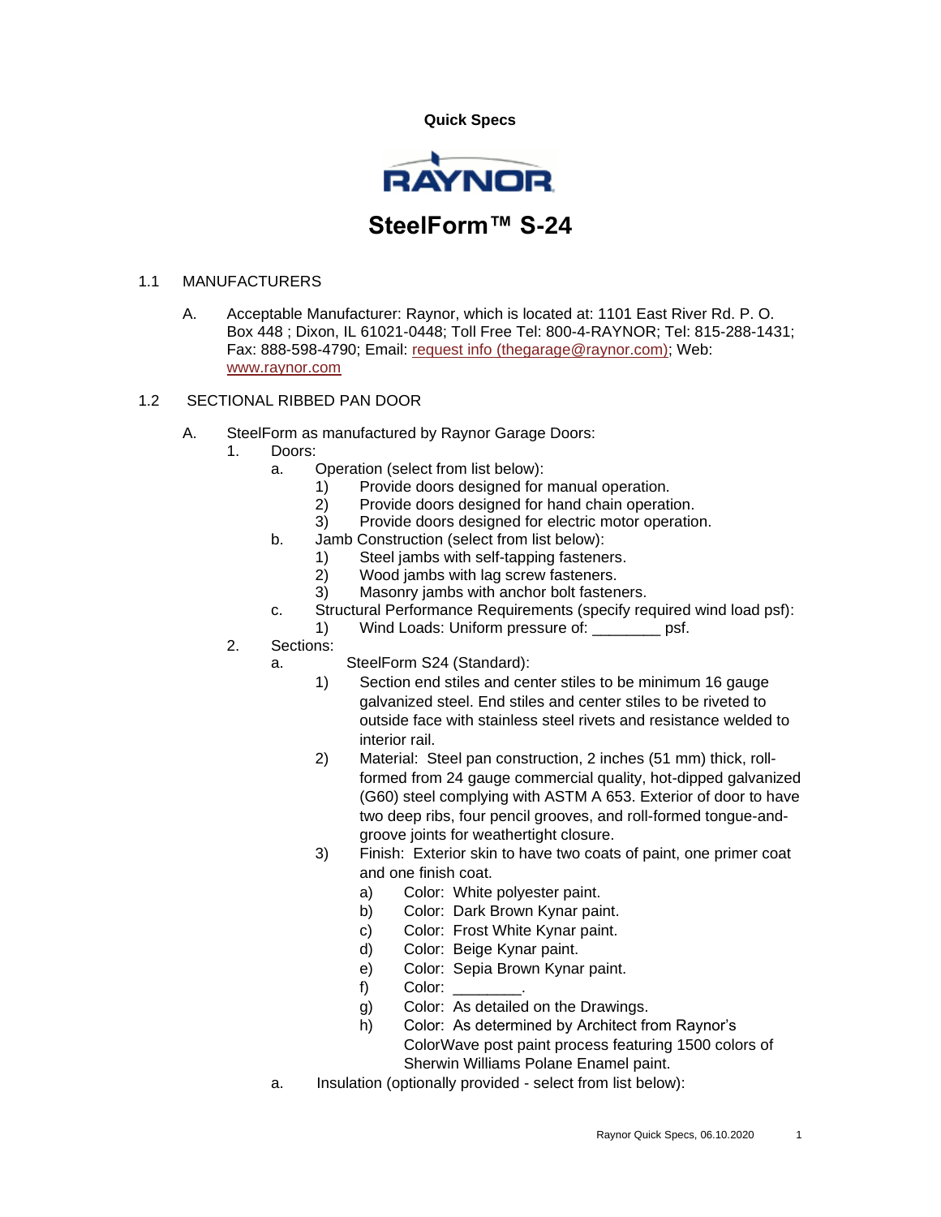**Quick Specs**

RAYNOR

# SteelForm™ S-24

## 1.1 MANUFACTURERS

A. Acceptable Manufacturer: Raynor, which is located at: 1101 East River Rd. P. O. Box 448 ; Dixon, IL 61021-0448; Toll Free Tel: 800-4-RAYNOR; Tel: 815-288-1431; Fax: 888-598-4790; Email: request info (thegarage@raynor.com); Web: www.raynor.com

## 1.2 SECTIONAL RIBBED PAN DOOR

A. SteelForm as manufactured by Raynor Garage Doors:

1. Doors:
   - a. Operation (select from list below):
     - 1) Provide doors designed for manual operation.
     - 2) Provide doors designed for hand chain operation.
     - 3) Provide doors designed for electric motor operation.
   - b. Jamb Construction (select from list below):
     - 1) Steel jambs with self-tapping fasteners.
     - 2) Wood jambs with lag screw fasteners.
     - 3) Masonry jambs with anchor bolt fasteners.
   - c. Structural Performance Requirements (specify required wind load psf):
     - 1) Wind Loads: Uniform pressure of: ________ psf.
2. Sections:
   - a. SteelForm S24 (Standard):
     - 1) Section end stiles and center stiles to be minimum 16 gauge galvanized steel. End stiles and center stiles to be riveted to outside face with stainless steel rivets and resistance welded to interior rail.
     - 2) Material: Steel pan construction, 2 inches (51 mm) thick, roll-formed from 24 gauge commercial quality, hot-dipped galvanized (G60) steel complying with ASTM A 653. Exterior of door to have two deep ribs, four pencil grooves, and roll-formed tongue-and-groove joints for weathertight closure.
     - 3) Finish: Exterior skin to have two coats of paint, one primer coat and one finish coat.
       - a) Color: White polyester paint.
       - b) Color: Dark Brown Kynar paint.
       - c) Color: Frost White Kynar paint.
       - d) Color: Beige Kynar paint.
       - e) Color: Sepia Brown Kynar paint.
       - f) Color: ________.
       - g) Color: As detailed on the Drawings.
       - h) Color: As determined by Architect from Raynor's ColorWave post paint process featuring 1500 colors of Sherwin Williams Polane Enamel paint.
   - a. Insulation (optionally provided - select from list below):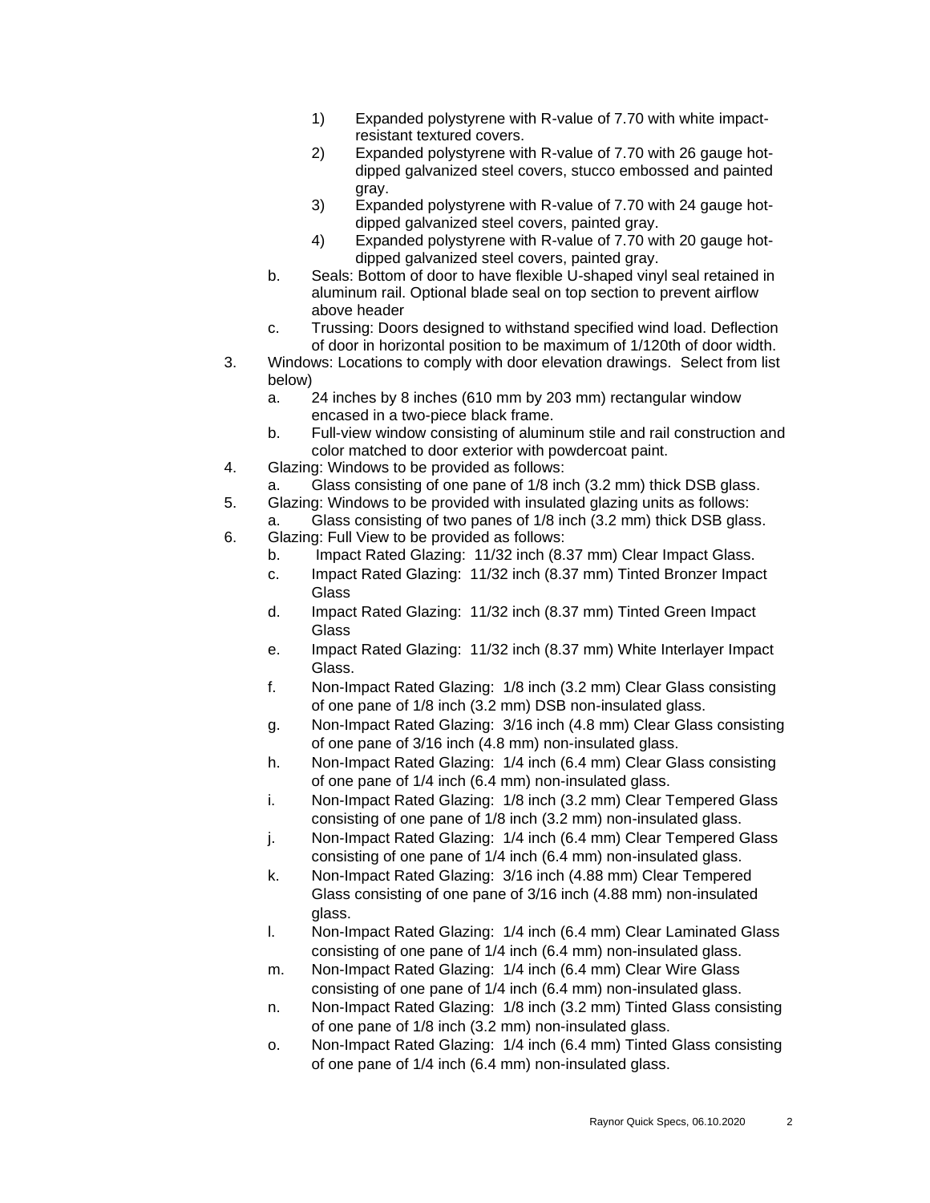1) Expanded polystyrene with R-value of 7.70 with white impact-resistant textured covers.
2) Expanded polystyrene with R-value of 7.70 with 26 gauge hot-dipped galvanized steel covers, stucco embossed and painted gray.
3) Expanded polystyrene with R-value of 7.70 with 24 gauge hot-dipped galvanized steel covers, painted gray.
4) Expanded polystyrene with R-value of 7.70 with 20 gauge hot-dipped galvanized steel covers, painted gray.

b. Seals: Bottom of door to have flexible U-shaped vinyl seal retained in aluminum rail. Optional blade seal on top section to prevent airflow above header

c. Trussing: Doors designed to withstand specified wind load. Deflection of door in horizontal position to be maximum of 1/120th of door width.

3. Windows: Locations to comply with door elevation drawings. Select from list below)
   a. 24 inches by 8 inches (610 mm by 203 mm) rectangular window encased in a two-piece black frame.
   b. Full-view window consisting of aluminum stile and rail construction and color matched to door exterior with powdercoat paint.
4. Glazing: Windows to be provided as follows:
   a. Glass consisting of one pane of 1/8 inch (3.2 mm) thick DSB glass.
5. Glazing: Windows to be provided with insulated glazing units as follows:
   a. Glass consisting of two panes of 1/8 inch (3.2 mm) thick DSB glass.
6. Glazing: Full View to be provided as follows:
   b. Impact Rated Glazing: 11/32 inch (8.37 mm) Clear Impact Glass.
   c. Impact Rated Glazing: 11/32 inch (8.37 mm) Tinted Bronzer Impact Glass
   d. Impact Rated Glazing: 11/32 inch (8.37 mm) Tinted Green Impact Glass
   e. Impact Rated Glazing: 11/32 inch (8.37 mm) White Interlayer Impact Glass.
   f. Non-Impact Rated Glazing: 1/8 inch (3.2 mm) Clear Glass consisting of one pane of 1/8 inch (3.2 mm) DSB non-insulated glass.
   g. Non-Impact Rated Glazing: 3/16 inch (4.8 mm) Clear Glass consisting of one pane of 3/16 inch (4.8 mm) non-insulated glass.
   h. Non-Impact Rated Glazing: 1/4 inch (6.4 mm) Clear Glass consisting of one pane of 1/4 inch (6.4 mm) non-insulated glass.
   i. Non-Impact Rated Glazing: 1/8 inch (3.2 mm) Clear Tempered Glass consisting of one pane of 1/8 inch (3.2 mm) non-insulated glass.
   j. Non-Impact Rated Glazing: 1/4 inch (6.4 mm) Clear Tempered Glass consisting of one pane of 1/4 inch (6.4 mm) non-insulated glass.
   k. Non-Impact Rated Glazing: 3/16 inch (4.88 mm) Clear Tempered Glass consisting of one pane of 3/16 inch (4.88 mm) non-insulated glass.
   l. Non-Impact Rated Glazing: 1/4 inch (6.4 mm) Clear Laminated Glass consisting of one pane of 1/4 inch (6.4 mm) non-insulated glass.
   m. Non-Impact Rated Glazing: 1/4 inch (6.4 mm) Clear Wire Glass consisting of one pane of 1/4 inch (6.4 mm) non-insulated glass.
   n. Non-Impact Rated Glazing: 1/8 inch (3.2 mm) Tinted Glass consisting of one pane of 1/8 inch (3.2 mm) non-insulated glass.
   o. Non-Impact Rated Glazing: 1/4 inch (6.4 mm) Tinted Glass consisting of one pane of 1/4 inch (6.4 mm) non-insulated glass.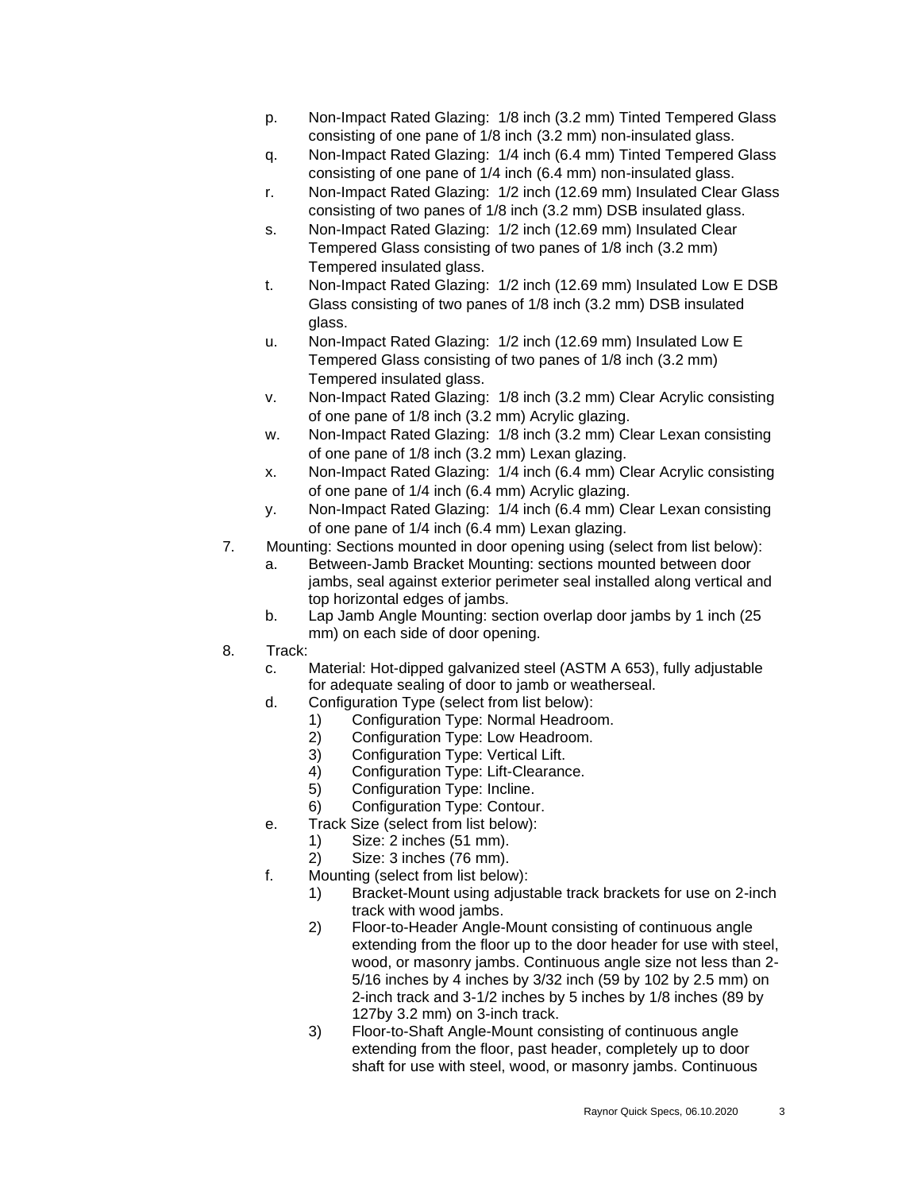p. Non-Impact Rated Glazing: 1/8 inch (3.2 mm) Tinted Tempered Glass consisting of one pane of 1/8 inch (3.2 mm) non-insulated glass.
q. Non-Impact Rated Glazing: 1/4 inch (6.4 mm) Tinted Tempered Glass consisting of one pane of 1/4 inch (6.4 mm) non-insulated glass.
r. Non-Impact Rated Glazing: 1/2 inch (12.69 mm) Insulated Clear Glass consisting of two panes of 1/8 inch (3.2 mm) DSB insulated glass.
s. Non-Impact Rated Glazing: 1/2 inch (12.69 mm) Insulated Clear Tempered Glass consisting of two panes of 1/8 inch (3.2 mm) Tempered insulated glass.
t. Non-Impact Rated Glazing: 1/2 inch (12.69 mm) Insulated Low E DSB Glass consisting of two panes of 1/8 inch (3.2 mm) DSB insulated glass.
u. Non-Impact Rated Glazing: 1/2 inch (12.69 mm) Insulated Low E Tempered Glass consisting of two panes of 1/8 inch (3.2 mm) Tempered insulated glass.
v. Non-Impact Rated Glazing: 1/8 inch (3.2 mm) Clear Acrylic consisting of one pane of 1/8 inch (3.2 mm) Acrylic glazing.
w. Non-Impact Rated Glazing: 1/8 inch (3.2 mm) Clear Lexan consisting of one pane of 1/8 inch (3.2 mm) Lexan glazing.
x. Non-Impact Rated Glazing: 1/4 inch (6.4 mm) Clear Acrylic consisting of one pane of 1/4 inch (6.4 mm) Acrylic glazing.
y. Non-Impact Rated Glazing: 1/4 inch (6.4 mm) Clear Lexan consisting of one pane of 1/4 inch (6.4 mm) Lexan glazing.

7. Mounting: Sections mounted in door opening using (select from list below):
   a. Between-Jamb Bracket Mounting: sections mounted between door jambs, seal against exterior perimeter seal installed along vertical and top horizontal edges of jambs.
   b. Lap Jamb Angle Mounting: section overlap door jambs by 1 inch (25 mm) on each side of door opening.

8. Track:
   c. Material: Hot-dipped galvanized steel (ASTM A 653), fully adjustable for adequate sealing of door to jamb or weatherseal.
   d. Configuration Type (select from list below):
      1) Configuration Type: Normal Headroom.
      2) Configuration Type: Low Headroom.
      3) Configuration Type: Vertical Lift.
      4) Configuration Type: Lift-Clearance.
      5) Configuration Type: Incline.
      6) Configuration Type: Contour.
   e. Track Size (select from list below):
      1) Size: 2 inches (51 mm).
      2) Size: 3 inches (76 mm).
   f. Mounting (select from list below):
      1) Bracket-Mount using adjustable track brackets for use on 2-inch track with wood jambs.
      2) Floor-to-Header Angle-Mount consisting of continuous angle extending from the floor up to the door header for use with steel, wood, or masonry jambs. Continuous angle size not less than 2-5/16 inches by 4 inches by 3/32 inch (59 by 102 by 2.5 mm) on 2-inch track and 3-1/2 inches by 5 inches by 1/8 inches (89 by 127by 3.2 mm) on 3-inch track.
      3) Floor-to-Shaft Angle-Mount consisting of continuous angle extending from the floor, past header, completely up to door shaft for use with steel, wood, or masonry jambs. Continuous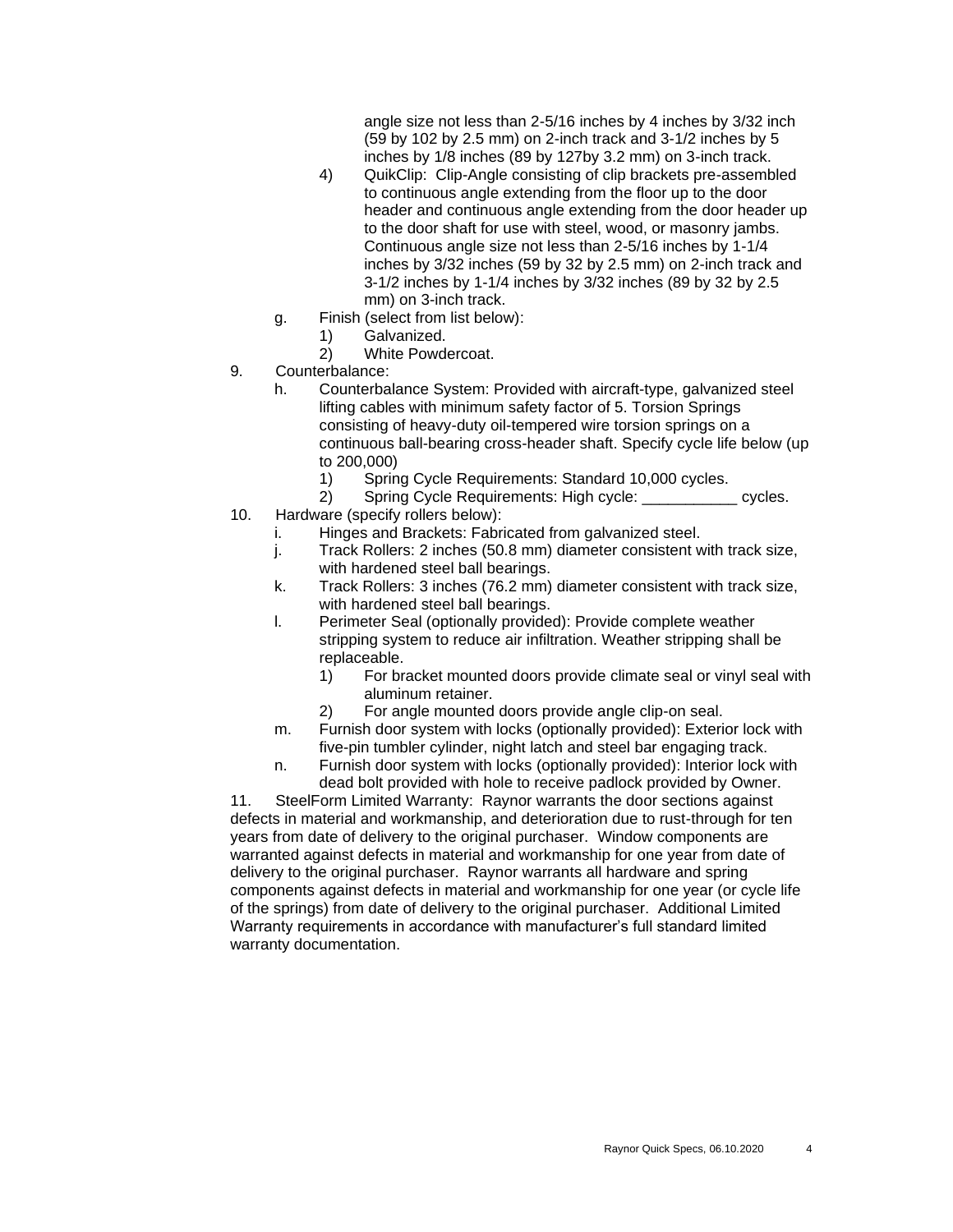angle size not less than 2-5/16 inches by 4 inches by 3/32 inch (59 by 102 by 2.5 mm) on 2-inch track and 3-1/2 inches by 5 inches by 1/8 inches (89 by 127by 3.2 mm) on 3-inch track.

4) QuikClip: Clip-Angle consisting of clip brackets pre-assembled to continuous angle extending from the floor up to the door header and continuous angle extending from the door header up to the door shaft for use with steel, wood, or masonry jambs. Continuous angle size not less than 2-5/16 inches by 1-1/4 inches by 3/32 inches (59 by 32 by 2.5 mm) on 2-inch track and 3-1/2 inches by 1-1/4 inches by 3/32 inches (89 by 32 by 2.5 mm) on 3-inch track.

g. Finish (select from list below):
   1) Galvanized.
   2) White Powdercoat.

9. Counterbalance:

h. Counterbalance System: Provided with aircraft-type, galvanized steel lifting cables with minimum safety factor of 5. Torsion Springs consisting of heavy-duty oil-tempered wire torsion springs on a continuous ball-bearing cross-header shaft. Specify cycle life below (up to 200,000)
   1) Spring Cycle Requirements: Standard 10,000 cycles.
   2) Spring Cycle Requirements: High cycle: ___________ cycles.

10. Hardware (specify rollers below):

i. Hinges and Brackets: Fabricated from galvanized steel.

j. Track Rollers: 2 inches (50.8 mm) diameter consistent with track size, with hardened steel ball bearings.

k. Track Rollers: 3 inches (76.2 mm) diameter consistent with track size, with hardened steel ball bearings.

l. Perimeter Seal (optionally provided): Provide complete weather stripping system to reduce air infiltration. Weather stripping shall be replaceable.
   1) For bracket mounted doors provide climate seal or vinyl seal with aluminum retainer.
   2) For angle mounted doors provide angle clip-on seal.

m. Furnish door system with locks (optionally provided): Exterior lock with five-pin tumbler cylinder, night latch and steel bar engaging track.

n. Furnish door system with locks (optionally provided): Interior lock with dead bolt provided with hole to receive padlock provided by Owner.

11. SteelForm Limited Warranty: Raynor warrants the door sections against defects in material and workmanship, and deterioration due to rust-through for ten years from date of delivery to the original purchaser. Window components are warranted against defects in material and workmanship for one year from date of delivery to the original purchaser. Raynor warrants all hardware and spring components against defects in material and workmanship for one year (or cycle life of the springs) from date of delivery to the original purchaser. Additional Limited Warranty requirements in accordance with manufacturer's full standard limited warranty documentation.